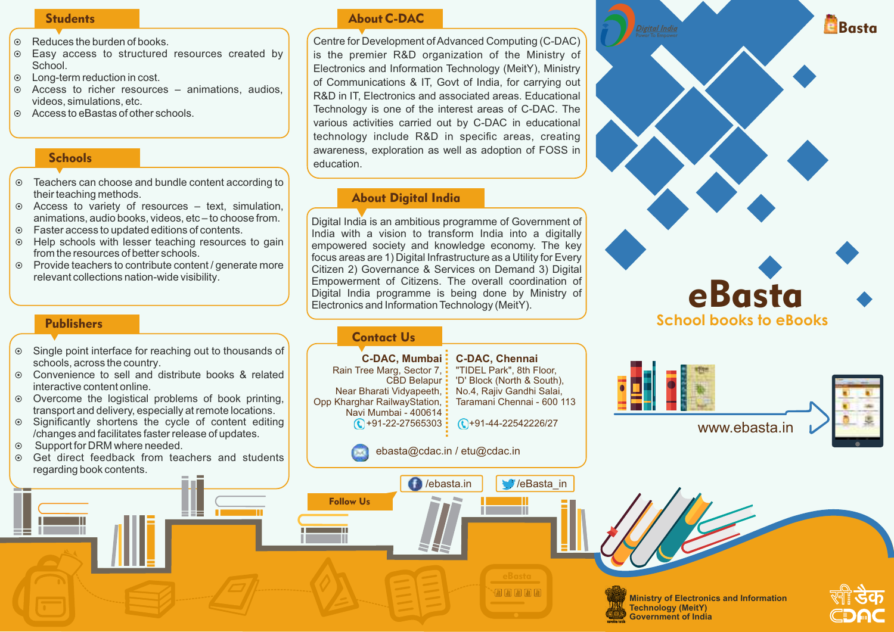## Students

- Reduces the burden of books.
- Easy access to structured resources created by School.
- Long-term reduction in cost.
- Access to richer resources – animations, audios, videos, simulations, etc.
- Access to eBastas of other schools.

## Schools

- Teachers can choose and bundle content according to their teaching methods.
- Access to variety of resources – text, simulation, animations, audio books, videos, etc – to choose from.
- Faster access to updated editions of contents.
- Help schools with lesser teaching resources to gain from the resources of better schools.
- Provide teachers to contribute content / generate more relevant collections nation-wide visibility.

## Publishers

- Single point interface for reaching out to thousands of schools, across the country.
- Convenience to sell and distribute books & related interactive content online.
- Overcome the logistical problems of book printing, transport and delivery, especially at remote locations.
- Significantly shortens the cycle of content editing /changes and facilitates faster release of updates.
- Support for DRM where needed.
- Get direct feedback from teachers and students regarding book contents.

## About C-DAC

Centre for Development of Advanced Computing (C-DAC) is the premier R&D organization of the Ministry of Electronics and Information Technology (MeitY), Ministry of Communications & IT, Govt of India, for carrying out R&D in IT, Electronics and associated areas. Educational Technology is one of the interest areas of C-DAC. The various activities carried out by C-DAC in educational technology include R&D in specific areas, creating awareness, exploration as well as adoption of FOSS in education.

## About Digital India

Digital India is an ambitious programme of Government of India with a vision to transform India into a digitally empowered society and knowledge economy. The key focus areas are 1) Digital Infrastructure as a Utility for Every Citizen 2) Governance & Services on Demand 3) Digital Empowerment of Citizens. The overall coordination of Digital India programme is being done by Ministry of Electronics and Information Technology (MeitY).

## Contact Us

**C-DAC, Mumbai**
Rain Tree Marg, Sector 7,
CBD Belapur
Near Bharati Vidyapeeth,
Opp Kharghar RailwayStation,
Navi Mumbai - 400614
+91-22-27565303

**C-DAC, Chennai**
"TIDEL Park", 8th Floor,
'D' Block (North & South),
No.4, Rajiv Gandhi Salai,
Taramani Chennai - 600 113
+91-44-22542226/27

ebasta@cdac.in / etu@cdac.in

**Follow Us**

/ebasta.in
/eBasta_in

Digital India – Power To Empower

eBasta

# eBasta

## School books to eBooks

www.ebasta.in

Ministry of Electronics and Information Technology (MeitY)
Government of India

सी डैक
CDAC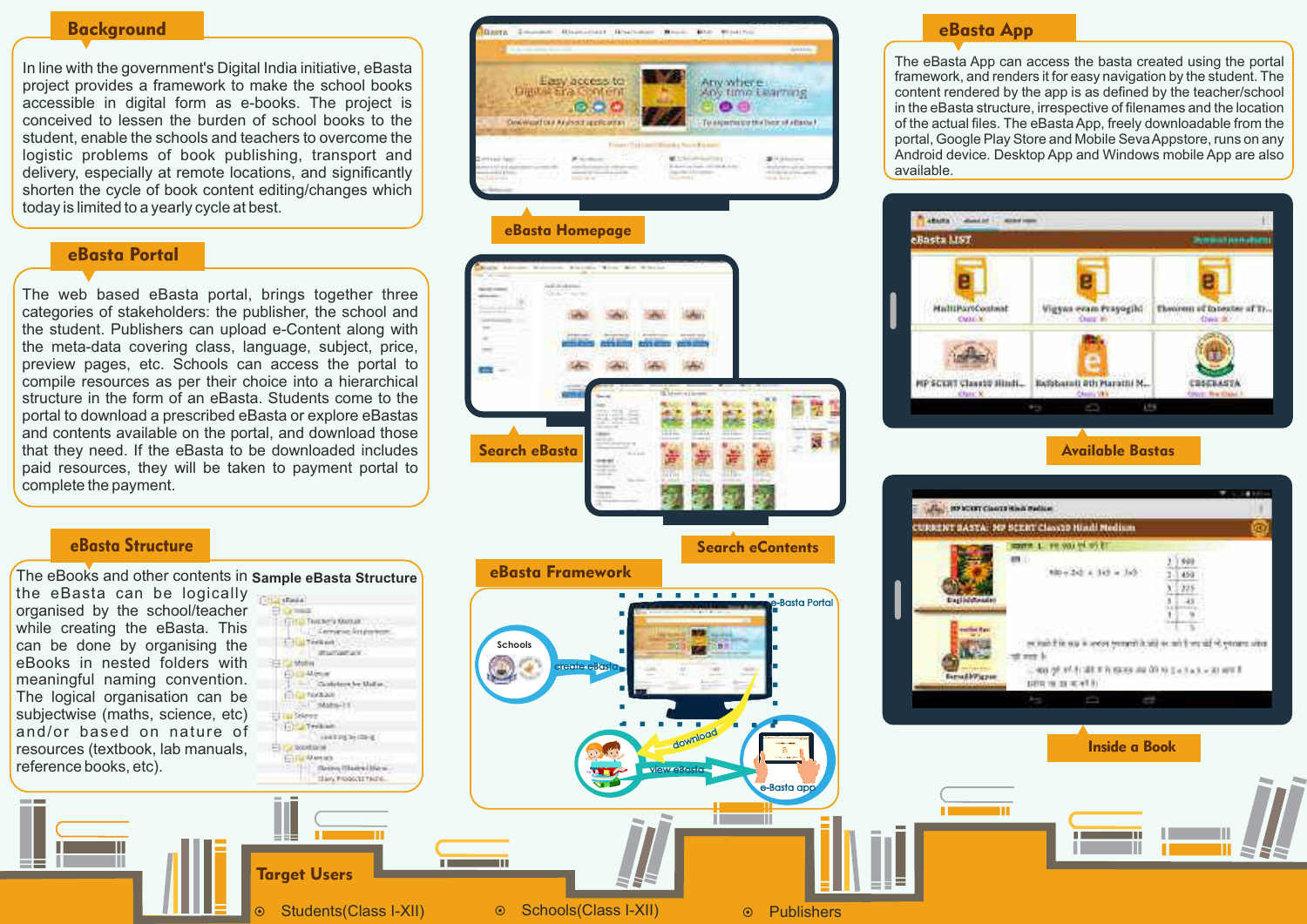## Background

In line with the government's Digital India initiative, eBasta project provides a framework to make the school books accessible in digital form as e-books. The project is conceived to lessen the burden of school books to the student, enable the schools and teachers to overcome the logistic problems of book publishing, transport and delivery, especially at remote locations, and significantly shorten the cycle of book content editing/changes which today is limited to a yearly cycle at best.

## eBasta Portal

The web based eBasta portal, brings together three categories of stakeholders: the publisher, the school and the student. Publishers can upload e-Content along with the meta-data covering class, language, subject, price, preview pages, etc. Schools can access the portal to compile resources as per their choice into a hierarchical structure in the form of an eBasta. Students come to the portal to download a prescribed eBasta or explore eBastas and contents available on the portal, and download those that they need. If the eBasta to be downloaded includes paid resources, they will be taken to payment portal to complete the payment.

## eBasta Structure

The eBooks and other contents in the eBasta can be logically organised by the school/teacher while creating the eBasta. This can be done by organising the eBooks in nested folders with meaningful naming convention. The logical organisation can be subjectwise (maths, science, etc) and/or based on nature of resources (textbook, lab manuals, reference books, etc).

**Sample eBasta Structure**

eBasta Homepage

Search eBasta

Search eContents

## eBasta Framework

Schools

create eBasta

e-Basta Portal

download

view eBasta

e-Basta app

## eBasta App

The eBasta App can access the basta created using the portal framework, and renders it for easy navigation by the student. The content rendered by the app is as defined by the teacher/school in the eBasta structure, irrespective of filenames and the location of the actual files. The eBasta App, freely downloadable from the portal, Google Play Store and Mobile Seva Appstore, runs on any Android device. Desktop App and Windows mobile App are also available.

Available Bastas

Inside a Book

## Target Users

- Students(Class I-XII)
- Schools(Class I-XII)
- Publishers